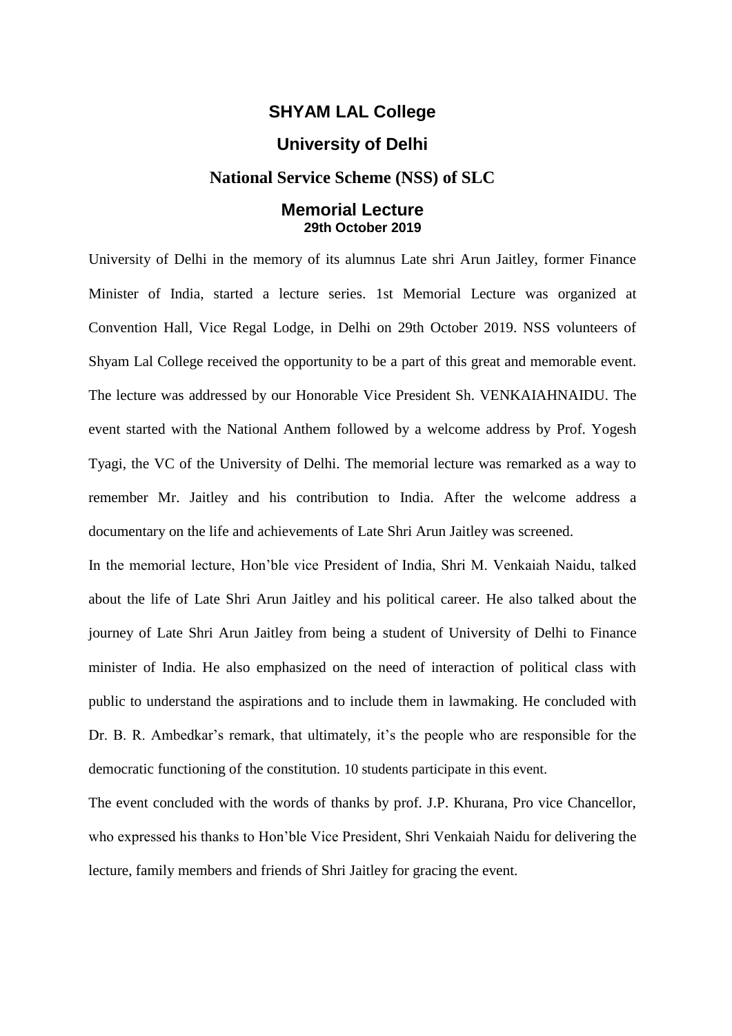# SHYAM LAL College

## University of Delhi

## National Service Scheme (NSS) of SLC

## Memorial Lecture

**29th October 2019**

University of Delhi in the memory of its alumnus Late shri Arun Jaitley, former Finance Minister of India, started a lecture series. 1st Memorial Lecture was organized at Convention Hall, Vice Regal Lodge, in Delhi on 29th October 2019. NSS volunteers of Shyam Lal College received the opportunity to be a part of this great and memorable event. The lecture was addressed by our Honorable Vice President Sh. VENKAIAHNAIDU. The event started with the National Anthem followed by a welcome address by Prof. Yogesh Tyagi, the VC of the University of Delhi. The memorial lecture was remarked as a way to remember Mr. Jaitley and his contribution to India. After the welcome address a documentary on the life and achievements of Late Shri Arun Jaitley was screened.

In the memorial lecture, Hon'ble vice President of India, Shri M. Venkaiah Naidu, talked about the life of Late Shri Arun Jaitley and his political career. He also talked about the journey of Late Shri Arun Jaitley from being a student of University of Delhi to Finance minister of India. He also emphasized on the need of interaction of political class with public to understand the aspirations and to include them in lawmaking. He concluded with Dr. B. R. Ambedkar's remark, that ultimately, it's the people who are responsible for the democratic functioning of the constitution. 10 students participate in this event.

The event concluded with the words of thanks by prof. J.P. Khurana, Pro vice Chancellor, who expressed his thanks to Hon'ble Vice President, Shri Venkaiah Naidu for delivering the lecture, family members and friends of Shri Jaitley for gracing the event.